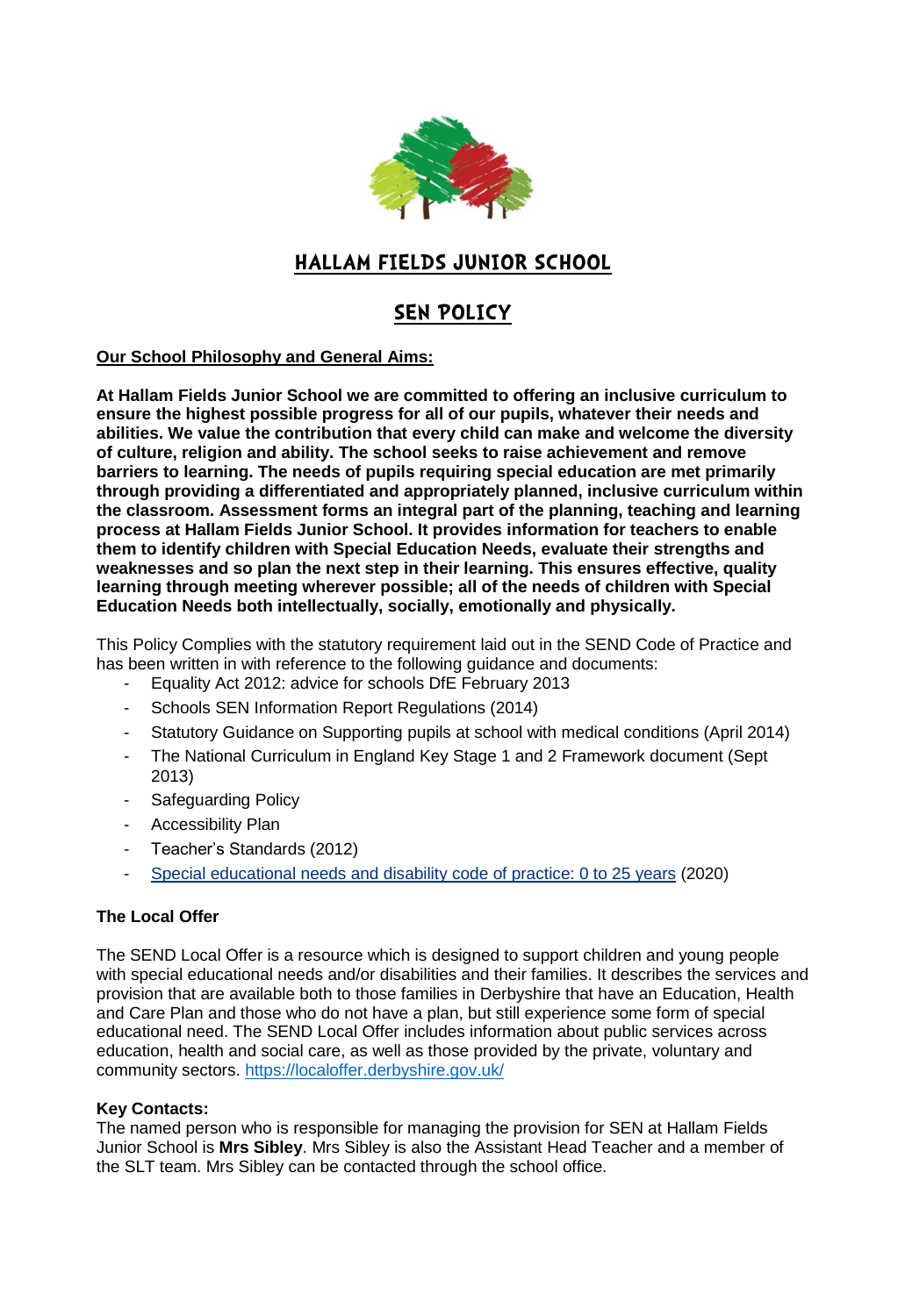# HALLAM FIELDS JUNIOR SCHOOL

## SEN POLICY

**Our School Philosophy and General Aims:**

**At Hallam Fields Junior School we are committed to offering an inclusive curriculum to ensure the highest possible progress for all of our pupils, whatever their needs and abilities. We value the contribution that every child can make and welcome the diversity of culture, religion and ability. The school seeks to raise achievement and remove barriers to learning. The needs of pupils requiring special education are met primarily through providing a differentiated and appropriately planned, inclusive curriculum within the classroom. Assessment forms an integral part of the planning, teaching and learning process at Hallam Fields Junior School. It provides information for teachers to enable them to identify children with Special Education Needs, evaluate their strengths and weaknesses and so plan the next step in their learning. This ensures effective, quality learning through meeting wherever possible; all of the needs of children with Special Education Needs both intellectually, socially, emotionally and physically.**

This Policy Complies with the statutory requirement laid out in the SEND Code of Practice and has been written in with reference to the following guidance and documents:

- Equality Act 2012: advice for schools DfE February 2013
- Schools SEN Information Report Regulations (2014)
- Statutory Guidance on Supporting pupils at school with medical conditions (April 2014)
- The National Curriculum in England Key Stage 1 and 2 Framework document (Sept 2013)
- Safeguarding Policy
- Accessibility Plan
- Teacher's Standards (2012)
- Special educational needs and disability code of practice: 0 to 25 years (2020)

**The Local Offer**

The SEND Local Offer is a resource which is designed to support children and young people with special educational needs and/or disabilities and their families. It describes the services and provision that are available both to those families in Derbyshire that have an Education, Health and Care Plan and those who do not have a plan, but still experience some form of special educational need. The SEND Local Offer includes information about public services across education, health and social care, as well as those provided by the private, voluntary and community sectors. https://localoffer.derbyshire.gov.uk/

**Key Contacts:**
The named person who is responsible for managing the provision for SEN at Hallam Fields Junior School is **Mrs Sibley**. Mrs Sibley is also the Assistant Head Teacher and a member of the SLT team. Mrs Sibley can be contacted through the school office.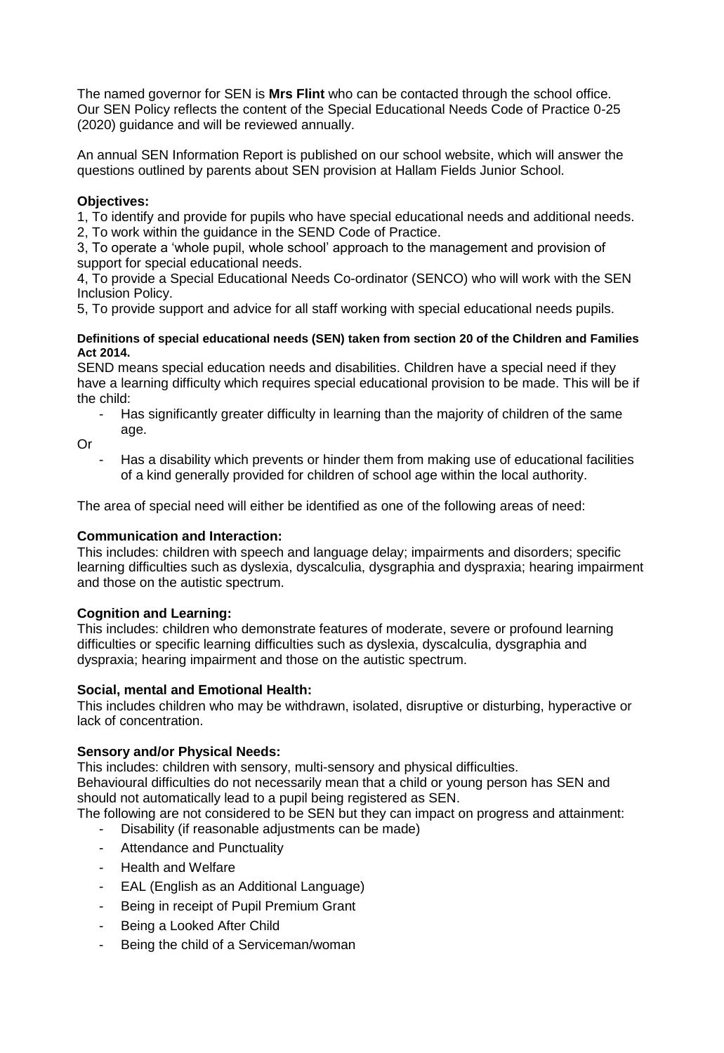The named governor for SEN is **Mrs Flint** who can be contacted through the school office. Our SEN Policy reflects the content of the Special Educational Needs Code of Practice 0-25 (2020) guidance and will be reviewed annually.

An annual SEN Information Report is published on our school website, which will answer the questions outlined by parents about SEN provision at Hallam Fields Junior School.

**Objectives:**

1, To identify and provide for pupils who have special educational needs and additional needs.
2, To work within the guidance in the SEND Code of Practice.
3, To operate a 'whole pupil, whole school' approach to the management and provision of support for special educational needs.
4, To provide a Special Educational Needs Co-ordinator (SENCO) who will work with the SEN Inclusion Policy.
5, To provide support and advice for all staff working with special educational needs pupils.

**Definitions of special educational needs (SEN) taken from section 20 of the Children and Families Act 2014.**

SEND means special education needs and disabilities. Children have a special need if they have a learning difficulty which requires special educational provision to be made. This will be if the child:

- Has significantly greater difficulty in learning than the majority of children of the same age.

Or

- Has a disability which prevents or hinder them from making use of educational facilities of a kind generally provided for children of school age within the local authority.

The area of special need will either be identified as one of the following areas of need:

**Communication and Interaction:**

This includes: children with speech and language delay; impairments and disorders; specific learning difficulties such as dyslexia, dyscalculia, dysgraphia and dyspraxia; hearing impairment and those on the autistic spectrum.

**Cognition and Learning:**

This includes: children who demonstrate features of moderate, severe or profound learning difficulties or specific learning difficulties such as dyslexia, dyscalculia, dysgraphia and dyspraxia; hearing impairment and those on the autistic spectrum.

**Social, mental and Emotional Health:**

This includes children who may be withdrawn, isolated, disruptive or disturbing, hyperactive or lack of concentration.

**Sensory and/or Physical Needs:**

This includes: children with sensory, multi-sensory and physical difficulties.
Behavioural difficulties do not necessarily mean that a child or young person has SEN and should not automatically lead to a pupil being registered as SEN.
The following are not considered to be SEN but they can impact on progress and attainment:

- Disability (if reasonable adjustments can be made)
- Attendance and Punctuality
- Health and Welfare
- EAL (English as an Additional Language)
- Being in receipt of Pupil Premium Grant
- Being a Looked After Child
- Being the child of a Serviceman/woman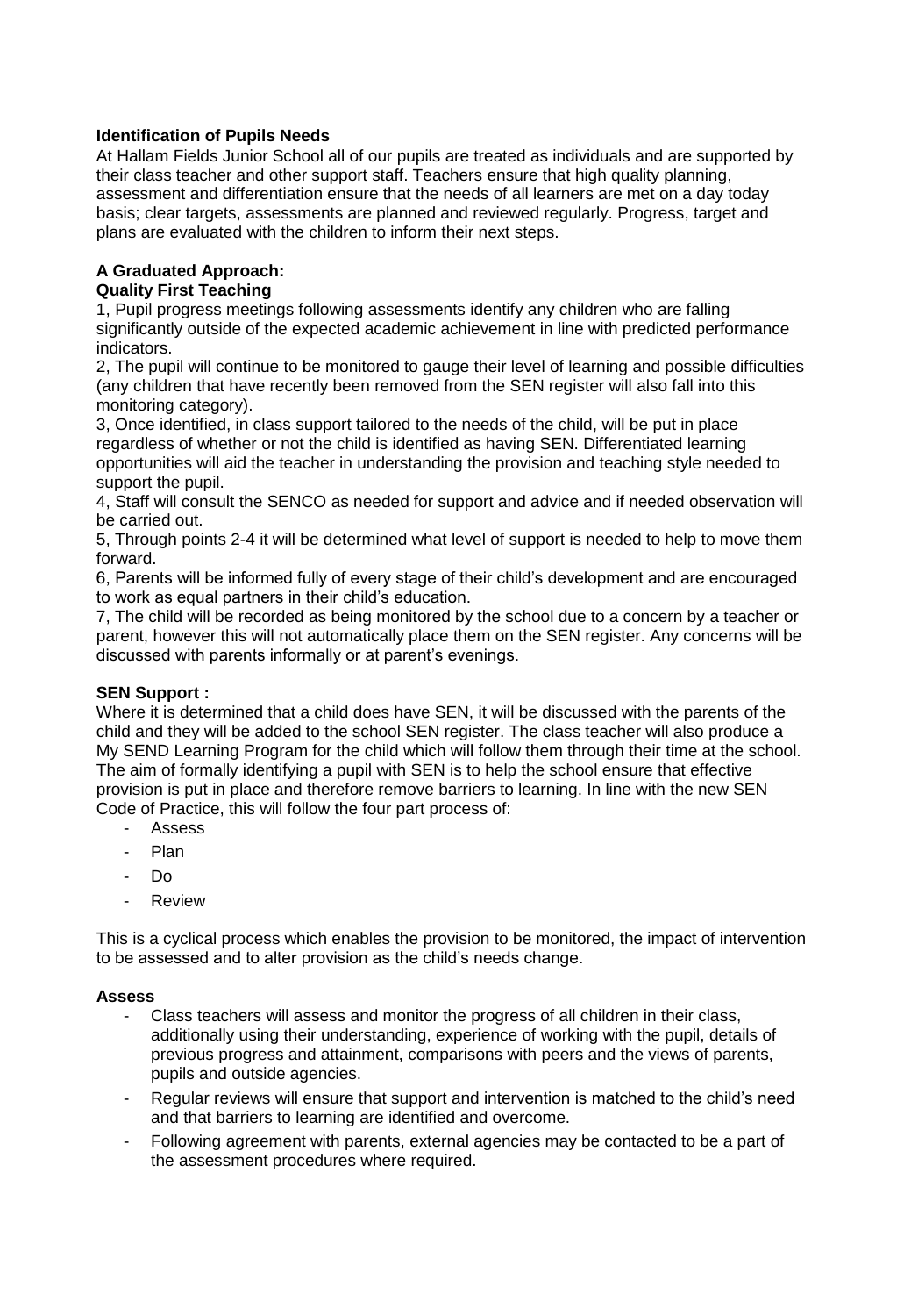**Identification of Pupils Needs**

At Hallam Fields Junior School all of our pupils are treated as individuals and are supported by their class teacher and other support staff. Teachers ensure that high quality planning, assessment and differentiation ensure that the needs of all learners are met on a day today basis; clear targets, assessments are planned and reviewed regularly. Progress, target and plans are evaluated with the children to inform their next steps.

**A Graduated Approach:**

**Quality First Teaching**

1, Pupil progress meetings following assessments identify any children who are falling significantly outside of the expected academic achievement in line with predicted performance indicators.

2, The pupil will continue to be monitored to gauge their level of learning and possible difficulties (any children that have recently been removed from the SEN register will also fall into this monitoring category).

3, Once identified, in class support tailored to the needs of the child, will be put in place regardless of whether or not the child is identified as having SEN. Differentiated learning opportunities will aid the teacher in understanding the provision and teaching style needed to support the pupil.

4, Staff will consult the SENCO as needed for support and advice and if needed observation will be carried out.

5, Through points 2-4 it will be determined what level of support is needed to help to move them forward.

6, Parents will be informed fully of every stage of their child's development and are encouraged to work as equal partners in their child's education.

7, The child will be recorded as being monitored by the school due to a concern by a teacher or parent, however this will not automatically place them on the SEN register. Any concerns will be discussed with parents informally or at parent's evenings.

**SEN Support :**

Where it is determined that a child does have SEN, it will be discussed with the parents of the child and they will be added to the school SEN register. The class teacher will also produce a My SEND Learning Program for the child which will follow them through their time at the school. The aim of formally identifying a pupil with SEN is to help the school ensure that effective provision is put in place and therefore remove barriers to learning. In line with the new SEN Code of Practice, this will follow the four part process of:

- Assess
- Plan
- Do
- Review

This is a cyclical process which enables the provision to be monitored, the impact of intervention to be assessed and to alter provision as the child's needs change.

**Assess**

- Class teachers will assess and monitor the progress of all children in their class, additionally using their understanding, experience of working with the pupil, details of previous progress and attainment, comparisons with peers and the views of parents, pupils and outside agencies.
- Regular reviews will ensure that support and intervention is matched to the child's need and that barriers to learning are identified and overcome.
- Following agreement with parents, external agencies may be contacted to be a part of the assessment procedures where required.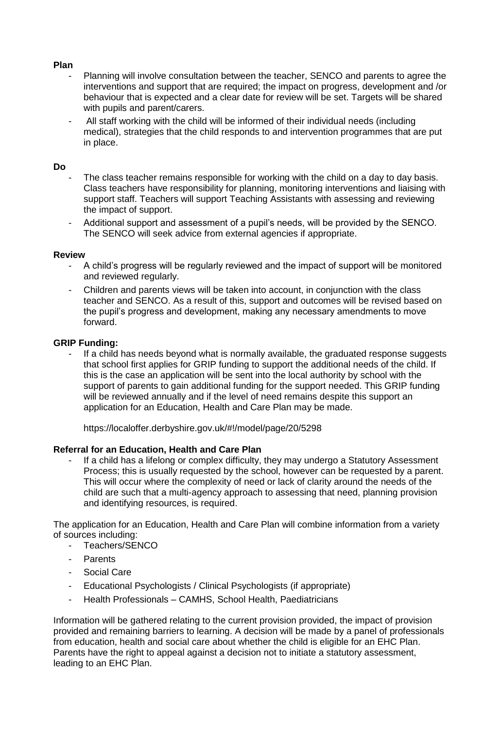**Plan**

- Planning will involve consultation between the teacher, SENCO and parents to agree the interventions and support that are required; the impact on progress, development and /or behaviour that is expected and a clear date for review will be set. Targets will be shared with pupils and parent/carers.
- All staff working with the child will be informed of their individual needs (including medical), strategies that the child responds to and intervention programmes that are put in place.

**Do**

- The class teacher remains responsible for working with the child on a day to day basis. Class teachers have responsibility for planning, monitoring interventions and liaising with support staff. Teachers will support Teaching Assistants with assessing and reviewing the impact of support.
- Additional support and assessment of a pupil's needs, will be provided by the SENCO. The SENCO will seek advice from external agencies if appropriate.

**Review**

- A child's progress will be regularly reviewed and the impact of support will be monitored and reviewed regularly.
- Children and parents views will be taken into account, in conjunction with the class teacher and SENCO. As a result of this, support and outcomes will be revised based on the pupil's progress and development, making any necessary amendments to move forward.

**GRIP Funding:**

- If a child has needs beyond what is normally available, the graduated response suggests that school first applies for GRIP funding to support the additional needs of the child. If this is the case an application will be sent into the local authority by school with the support of parents to gain additional funding for the support needed. This GRIP funding will be reviewed annually and if the level of need remains despite this support an application for an Education, Health and Care Plan may be made.

  https://localoffer.derbyshire.gov.uk/#!/model/page/20/5298

**Referral for an Education, Health and Care Plan**

- If a child has a lifelong or complex difficulty, they may undergo a Statutory Assessment Process; this is usually requested by the school, however can be requested by a parent. This will occur where the complexity of need or lack of clarity around the needs of the child are such that a multi-agency approach to assessing that need, planning provision and identifying resources, is required.

The application for an Education, Health and Care Plan will combine information from a variety of sources including:

- Teachers/SENCO
- Parents
- Social Care
- Educational Psychologists / Clinical Psychologists (if appropriate)
- Health Professionals – CAMHS, School Health, Paediatricians

Information will be gathered relating to the current provision provided, the impact of provision provided and remaining barriers to learning. A decision will be made by a panel of professionals from education, health and social care about whether the child is eligible for an EHC Plan. Parents have the right to appeal against a decision not to initiate a statutory assessment, leading to an EHC Plan.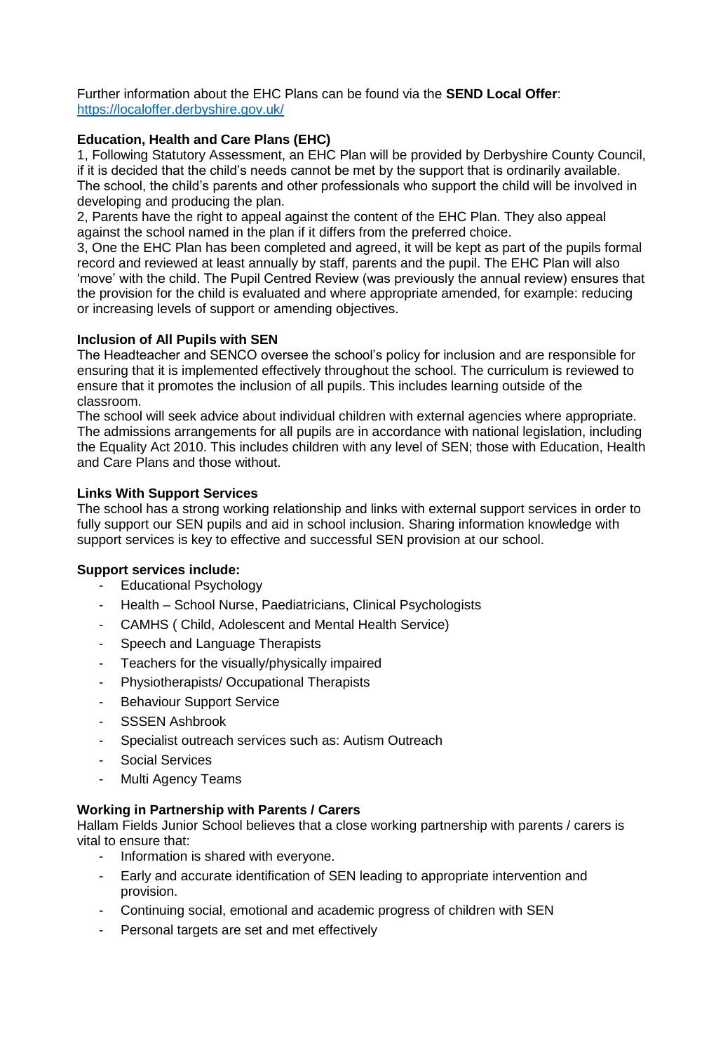Further information about the EHC Plans can be found via the **SEND Local Offer**: https://localoffer.derbyshire.gov.uk/

**Education, Health and Care Plans (EHC)**

1, Following Statutory Assessment, an EHC Plan will be provided by Derbyshire County Council, if it is decided that the child's needs cannot be met by the support that is ordinarily available. The school, the child's parents and other professionals who support the child will be involved in developing and producing the plan.

2, Parents have the right to appeal against the content of the EHC Plan. They also appeal against the school named in the plan if it differs from the preferred choice.

3, One the EHC Plan has been completed and agreed, it will be kept as part of the pupils formal record and reviewed at least annually by staff, parents and the pupil. The EHC Plan will also 'move' with the child. The Pupil Centred Review (was previously the annual review) ensures that the provision for the child is evaluated and where appropriate amended, for example: reducing or increasing levels of support or amending objectives.

**Inclusion of All Pupils with SEN**

The Headteacher and SENCO oversee the school's policy for inclusion and are responsible for ensuring that it is implemented effectively throughout the school. The curriculum is reviewed to ensure that it promotes the inclusion of all pupils. This includes learning outside of the classroom.

The school will seek advice about individual children with external agencies where appropriate. The admissions arrangements for all pupils are in accordance with national legislation, including the Equality Act 2010. This includes children with any level of SEN; those with Education, Health and Care Plans and those without.

**Links With Support Services**

The school has a strong working relationship and links with external support services in order to fully support our SEN pupils and aid in school inclusion. Sharing information knowledge with support services is key to effective and successful SEN provision at our school.

**Support services include:**

- Educational Psychology
- Health – School Nurse, Paediatricians, Clinical Psychologists
- CAMHS ( Child, Adolescent and Mental Health Service)
- Speech and Language Therapists
- Teachers for the visually/physically impaired
- Physiotherapists/ Occupational Therapists
- Behaviour Support Service
- SSSEN Ashbrook
- Specialist outreach services such as: Autism Outreach
- Social Services
- Multi Agency Teams

**Working in Partnership with Parents / Carers**

Hallam Fields Junior School believes that a close working partnership with parents / carers is vital to ensure that:

- Information is shared with everyone.
- Early and accurate identification of SEN leading to appropriate intervention and provision.
- Continuing social, emotional and academic progress of children with SEN
- Personal targets are set and met effectively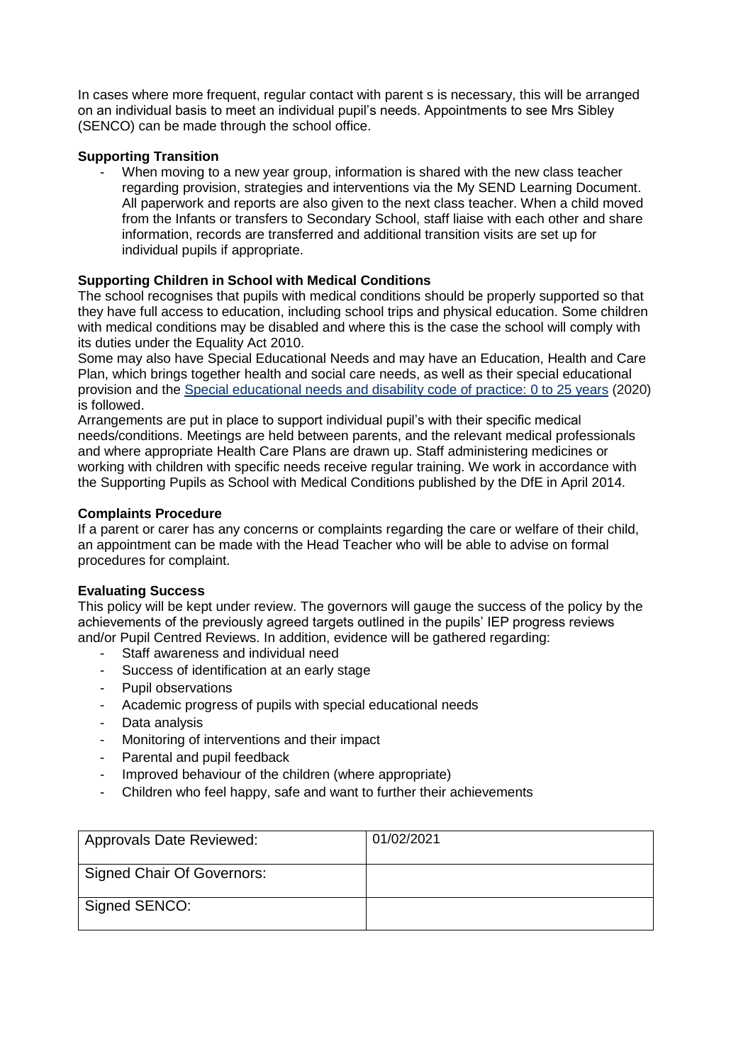In cases where more frequent, regular contact with parent s is necessary, this will be arranged on an individual basis to meet an individual pupil's needs. Appointments to see Mrs Sibley (SENCO) can be made through the school office.

**Supporting Transition**

- When moving to a new year group, information is shared with the new class teacher regarding provision, strategies and interventions via the My SEND Learning Document. All paperwork and reports are also given to the next class teacher. When a child moved from the Infants or transfers to Secondary School, staff liaise with each other and share information, records are transferred and additional transition visits are set up for individual pupils if appropriate.

**Supporting Children in School with Medical Conditions**

The school recognises that pupils with medical conditions should be properly supported so that they have full access to education, including school trips and physical education. Some children with medical conditions may be disabled and where this is the case the school will comply with its duties under the Equality Act 2010.

Some may also have Special Educational Needs and may have an Education, Health and Care Plan, which brings together health and social care needs, as well as their special educational provision and the Special educational needs and disability code of practice: 0 to 25 years (2020) is followed.

Arrangements are put in place to support individual pupil's with their specific medical needs/conditions. Meetings are held between parents, and the relevant medical professionals and where appropriate Health Care Plans are drawn up. Staff administering medicines or working with children with specific needs receive regular training. We work in accordance with the Supporting Pupils as School with Medical Conditions published by the DfE in April 2014.

**Complaints Procedure**

If a parent or carer has any concerns or complaints regarding the care or welfare of their child, an appointment can be made with the Head Teacher who will be able to advise on formal procedures for complaint.

**Evaluating Success**

This policy will be kept under review. The governors will gauge the success of the policy by the achievements of the previously agreed targets outlined in the pupils' IEP progress reviews and/or Pupil Centred Reviews. In addition, evidence will be gathered regarding:

- Staff awareness and individual need
- Success of identification at an early stage
- Pupil observations
- Academic progress of pupils with special educational needs
- Data analysis
- Monitoring of interventions and their impact
- Parental and pupil feedback
- Improved behaviour of the children (where appropriate)
- Children who feel happy, safe and want to further their achievements

| | |
|---|---|
| Approvals Date Reviewed: | 01/02/2021 |
| Signed Chair Of Governors: | |
| Signed SENCO: | |